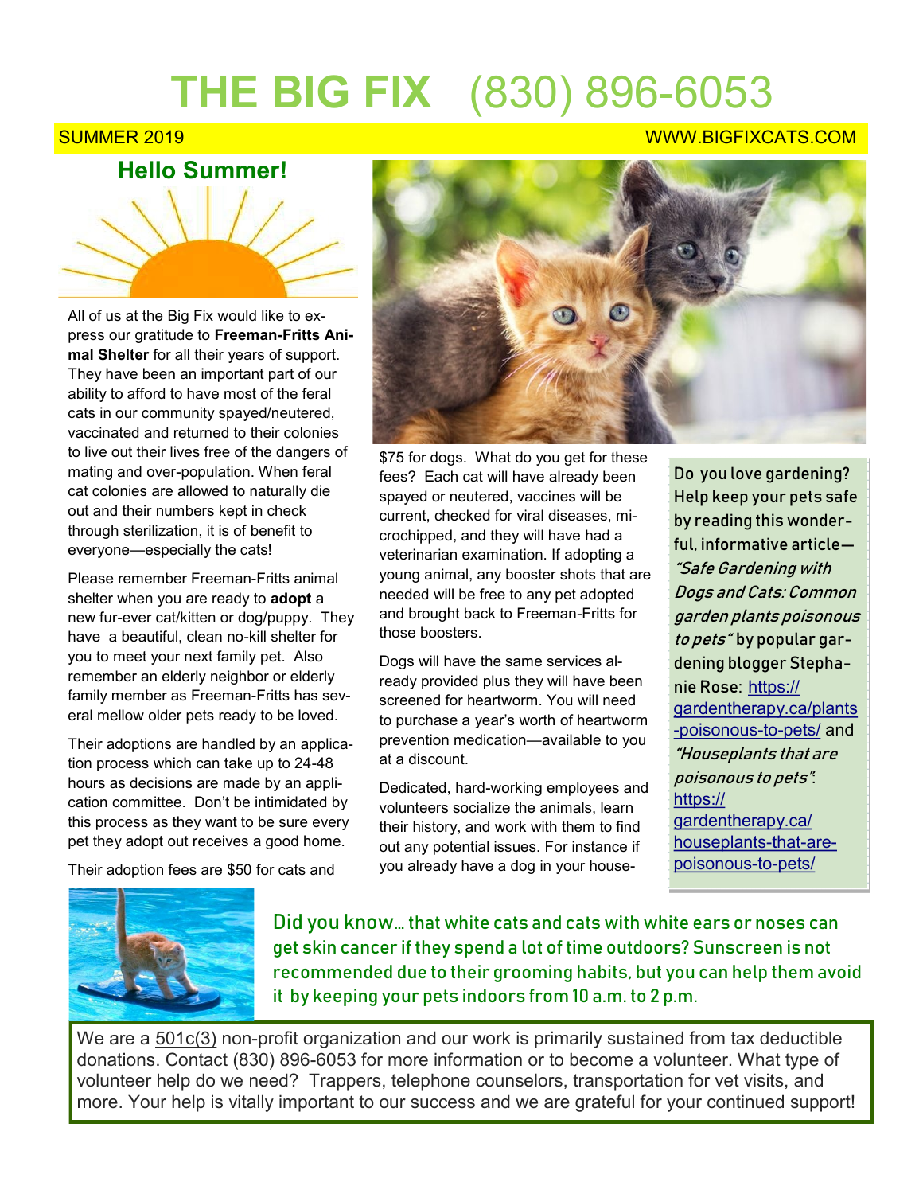# THE BIG FIX (830) 896-6053

SUMMER 2019 WWW.BIGFIXCATS.COM

## Hello Summer!

All of us at the Big Fix would like to express our gratitude to **Freeman-Fritts Animal Shelter** for all their years of support. They have been an important part of our ability to afford to have most of the feral cats in our community spayed/neutered, vaccinated and returned to their colonies to live out their lives free of the dangers of mating and over-population. When feral cat colonies are allowed to naturally die out and their numbers kept in check through sterilization, it is of benefit to everyone—especially the cats!

Please remember Freeman-Fritts animal shelter when you are ready to **adopt** a new fur-ever cat/kitten or dog/puppy. They have a beautiful, clean no-kill shelter for you to meet your next family pet. Also remember an elderly neighbor or elderly family member as Freeman-Fritts has several mellow older pets ready to be loved.

Their adoptions are handled by an application process which can take up to 24-48 hours as decisions are made by an application committee. Don't be intimidated by this process as they want to be sure every pet they adopt out receives a good home.

Their adoption fees are $50 for cats and $75 for dogs. What do you get for these fees? Each cat will have already been spayed or neutered, vaccines will be current, checked for viral diseases, microchipped, and they will have had a veterinarian examination. If adopting a young animal, any booster shots that are needed will be free to any pet adopted and brought back to Freeman-Fritts for those boosters.

Dogs will have the same services already provided plus they will have been screened for heartworm. You will need to purchase a year's worth of heartworm prevention medication—available to you at a discount.

Dedicated, hard-working employees and volunteers socialize the animals, learn their history, and work with them to find out any potential issues. For instance if you already have a dog in your house-

Do you love gardening? Help keep your pets safe by reading this wonderful, informative article—*"Safe Gardening with Dogs and Cats: Common garden plants poisonous to pets"* by popular gardening blogger Stephanie Rose: https://gardentherapy.ca/plants-poisonous-to-pets/ and *"Houseplants that are poisonous to pets"*: https://gardentherapy.ca/houseplants-that-are-poisonous-to-pets/

Did you know… that white cats and cats with white ears or noses can get skin cancer if they spend a lot of time outdoors? Sunscreen is not recommended due to their grooming habits, but you can help them avoid it by keeping your pets indoors from 10 a.m. to 2 p.m.

We are a 501c(3) non-profit organization and our work is primarily sustained from tax deductible donations. Contact (830) 896-6053 for more information or to become a volunteer. What type of volunteer help do we need? Trappers, telephone counselors, transportation for vet visits, and more. Your help is vitally important to our success and we are grateful for your continued support!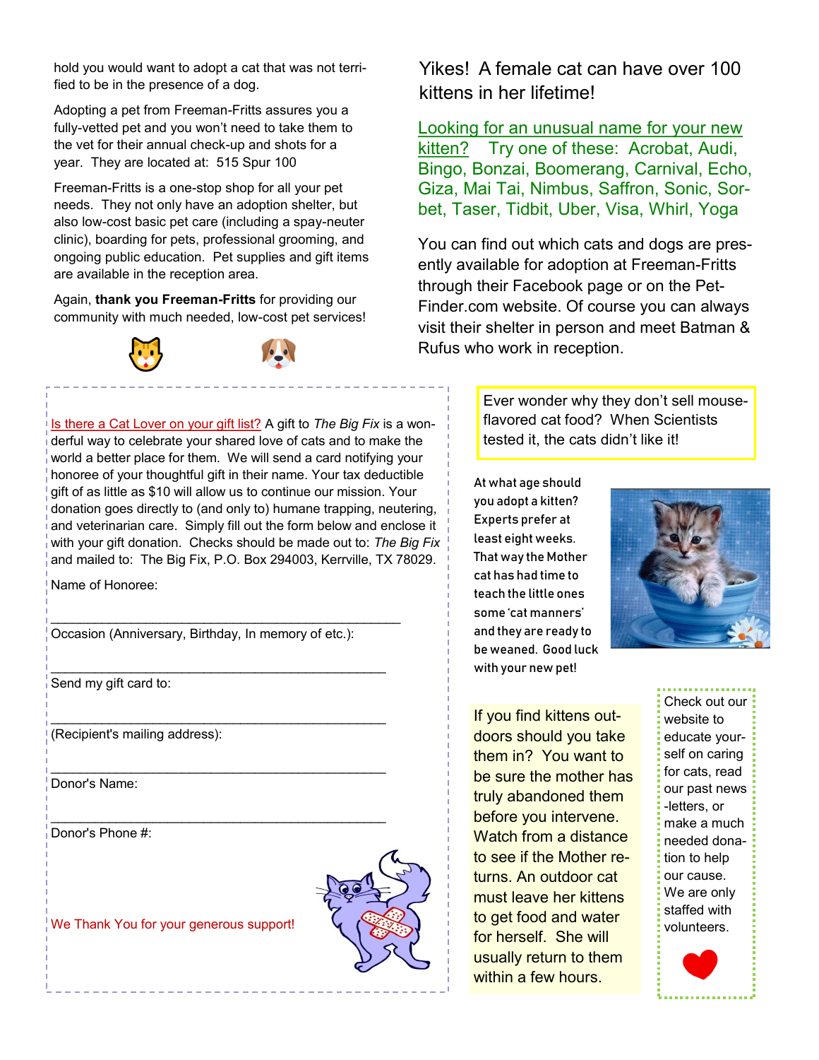hold you would want to adopt a cat that was not terrified to be in the presence of a dog.

Adopting a pet from Freeman-Fritts assures you a fully-vetted pet and you won't need to take them to the vet for their annual check-up and shots for a year. They are located at: 515 Spur 100

Freeman-Fritts is a one-stop shop for all your pet needs. They not only have an adoption shelter, but also low-cost basic pet care (including a spay-neuter clinic), boarding for pets, professional grooming, and ongoing public education. Pet supplies and gift items are available in the reception area.

Again, **thank you Freeman-Fritts** for providing our community with much needed, low-cost pet services!

Yikes! A female cat can have over 100 kittens in her lifetime!

Looking for an unusual name for your new kitten? Try one of these: Acrobat, Audi, Bingo, Bonzai, Boomerang, Carnival, Echo, Giza, Mai Tai, Nimbus, Saffron, Sonic, Sorbet, Taser, Tidbit, Uber, Visa, Whirl, Yoga

You can find out which cats and dogs are presently available for adoption at Freeman-Fritts through their Facebook page or on the PetFinder.com website. Of course you can always visit their shelter in person and meet Batman & Rufus who work in reception.

Is there a Cat Lover on your gift list? A gift to *The Big Fix* is a wonderful way to celebrate your shared love of cats and to make the world a better place for them. We will send a card notifying your honoree of your thoughtful gift in their name. Your tax deductible gift of as little as $10 will allow us to continue our mission. Your donation goes directly to (and only to) humane trapping, neutering, and veterinarian care. Simply fill out the form below and enclose it with your gift donation. Checks should be made out to: *The Big Fix* and mailed to: The Big Fix, P.O. Box 294003, Kerrville, TX 78029.

Name of Honoree:

_______________________________________________

Occasion (Anniversary, Birthday, In memory of etc.):

_______________________________________________

Send my gift card to:

_______________________________________________

(Recipient's mailing address):

_______________________________________________

Donor's Name:

_______________________________________________

Donor's Phone #:

We Thank You for your generous support!

Ever wonder why they don't sell mouse-flavored cat food? When Scientists tested it, the cats didn't like it!

At what age should you adopt a kitten? Experts prefer at least eight weeks. That way the Mother cat has had time to teach the little ones some 'cat manners' and they are ready to be weaned. Good luck with your new pet!

If you find kittens outdoors should you take them in? You want to be sure the mother has truly abandoned them before you intervene. Watch from a distance to see if the Mother returns. An outdoor cat must leave her kittens to get food and water for herself. She will usually return to them within a few hours.

Check out our website to educate yourself on caring for cats, read our past newsletters, or make a much needed donation to help our cause. We are only staffed with volunteers.